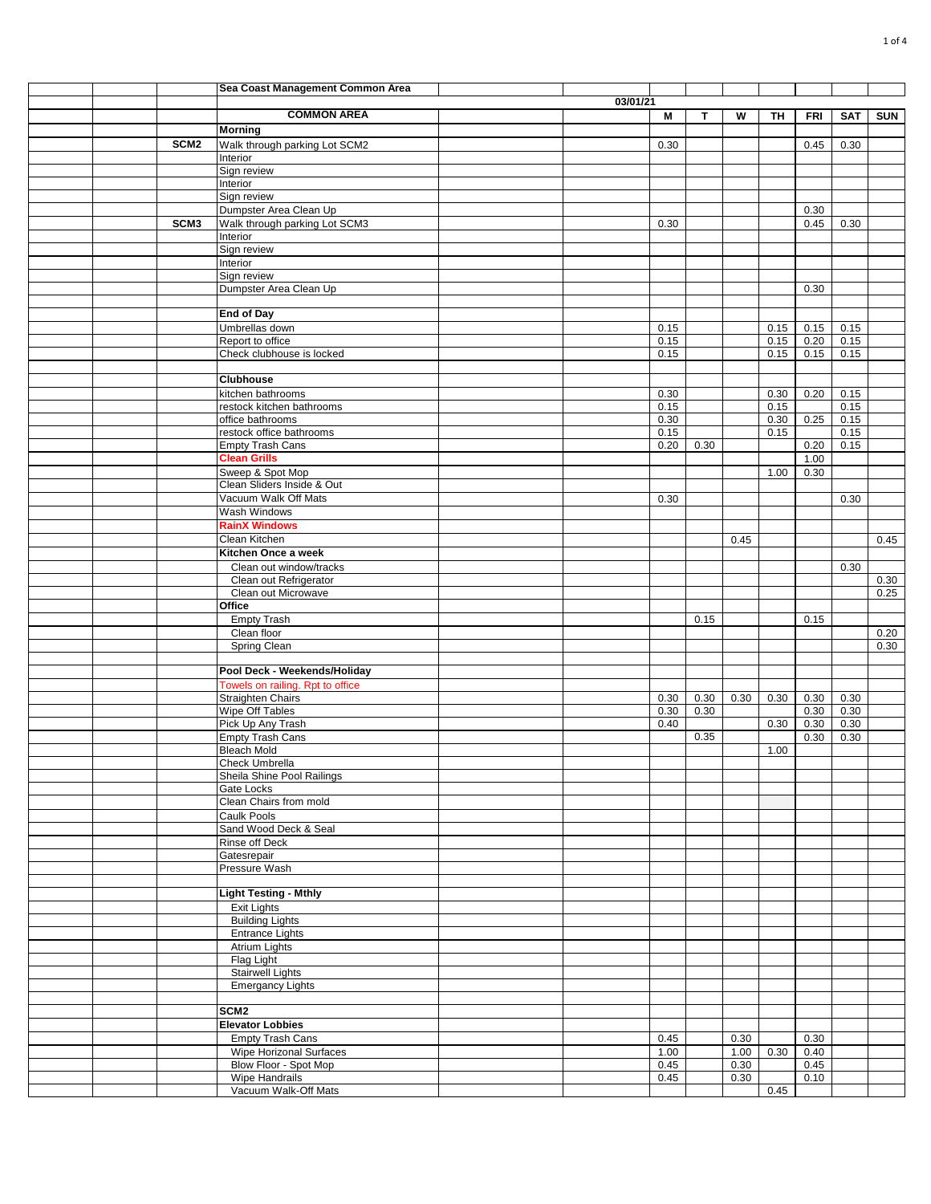| | Sea Coast Management Common Area | | | | | | | |
|---|---|---|---|---|---|---|---|---|
| | | 03/01/21 | | | | | | |
| | **COMMON AREA** | | **M** | **T** | **W** | **TH** | **FRI** | **SAT** | **SUN** |
| | **Morning** | | | | | | | | |
| **SCM2** | Walk through parking Lot SCM2 | | 0.30 | | | | 0.45 | 0.30 | |
| | Interior | | | | | | | | |
| | Sign review | | | | | | | | |
| | Interior | | | | | | | | |
| | Sign review | | | | | | | | |
| | Dumpster Area Clean Up | | | | | | 0.30 | | |
| **SCM3** | Walk through parking Lot SCM3 | | 0.30 | | | | 0.45 | 0.30 | |
| | Interior | | | | | | | | |
| | Sign review | | | | | | | | |
| | Interior | | | | | | | | |
| | Sign review | | | | | | | | |
| | Dumpster Area Clean Up | | | | | | 0.30 | | |
| | | | | | | | | | |
| | **End of Day** | | | | | | | | |
| | Umbrellas down | | 0.15 | | | 0.15 | 0.15 | 0.15 | |
| | Report to office | | 0.15 | | | 0.15 | 0.20 | 0.15 | |
| | Check clubhouse is locked | | 0.15 | | | 0.15 | 0.15 | 0.15 | |
| | | | | | | | | | |
| | **Clubhouse** | | | | | | | | |
| | kitchen bathrooms | | 0.30 | | | 0.30 | 0.20 | 0.15 | |
| | restock kitchen bathrooms | | 0.15 | | | 0.15 | | 0.15 | |
| | office bathrooms | | 0.30 | | | 0.30 | 0.25 | 0.15 | |
| | restock office bathrooms | | 0.15 | | | 0.15 | | 0.15 | |
| | Empty Trash Cans | | 0.20 | 0.30 | | | 0.20 | 0.15 | |
| | **Clean Grills** | | | | | | 1.00 | | |
| | Sweep & Spot Mop | | | | | 1.00 | 0.30 | | |
| | Clean Sliders Inside & Out | | | | | | | | |
| | Vacuum Walk Off Mats | | 0.30 | | | | | 0.30 | |
| | Wash Windows | | | | | | | | |
| | **RainX Windows** | | | | | | | | |
| | Clean Kitchen | | | | 0.45 | | | | 0.45 |
| | **Kitchen Once a week** | | | | | | | | |
| | Clean out window/tracks | | | | | | | 0.30 | |
| | Clean out Refrigerator | | | | | | | | 0.30 |
| | Clean out Microwave | | | | | | | | 0.25 |
| | **Office** | | | | | | | | |
| | Empty Trash | | | 0.15 | | | 0.15 | | |
| | Clean floor | | | | | | | | 0.20 |
| | Spring Clean | | | | | | | | 0.30 |
| | | | | | | | | | |
| | **Pool Deck - Weekends/Holiday** | | | | | | | | |
| | Towels on railing. Rpt to office | | | | | | | | |
| | Straighten Chairs | | 0.30 | 0.30 | 0.30 | 0.30 | 0.30 | 0.30 | |
| | Wipe Off Tables | | 0.30 | 0.30 | | | 0.30 | 0.30 | |
| | Pick Up Any Trash | | 0.40 | | | 0.30 | 0.30 | 0.30 | |
| | Empty Trash Cans | | | 0.35 | | | 0.30 | 0.30 | |
| | Bleach Mold | | | | | 1.00 | | | |
| | Check Umbrella | | | | | | | | |
| | Sheila Shine Pool Railings | | | | | | | | |
| | Gate Locks | | | | | | | | |
| | Clean Chairs from mold | | | | | | | | |
| | Caulk Pools | | | | | | | | |
| | Sand Wood Deck & Seal | | | | | | | | |
| | Rinse off Deck | | | | | | | | |
| | Gatesrepair | | | | | | | | |
| | Pressure Wash | | | | | | | | |
| | | | | | | | | | |
| | **Light Testing - Mthly** | | | | | | | | |
| | Exit Lights | | | | | | | | |
| | Building Lights | | | | | | | | |
| | Entrance Lights | | | | | | | | |
| | Atrium Lights | | | | | | | | |
| | Flag Light | | | | | | | | |
| | Stairwell Lights | | | | | | | | |
| | Emergancy Lights | | | | | | | | |
| | | | | | | | | | |
| | **SCM2** | | | | | | | | |
| | **Elevator Lobbies** | | | | | | | | |
| | Empty Trash Cans | | 0.45 | | 0.30 | | 0.30 | | |
| | Wipe Horizonal Surfaces | | 1.00 | | 1.00 | 0.30 | 0.40 | | |
| | Blow Floor - Spot Mop | | 0.45 | | 0.30 | | 0.45 | | |
| | Wipe Handrails | | 0.45 | | 0.30 | | 0.10 | | |
| | Vacuum Walk-Off Mats | | | | | 0.45 | | | |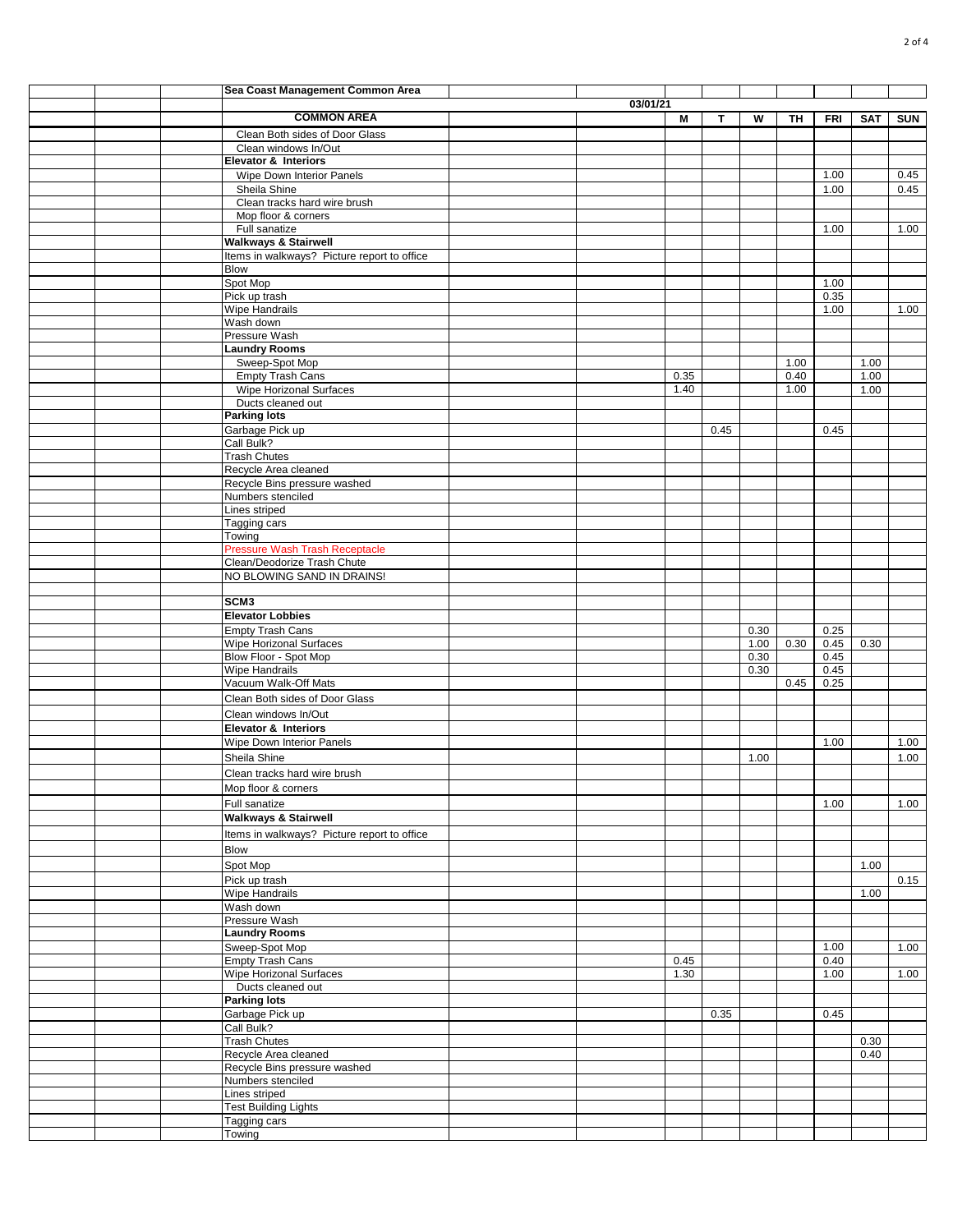| Sea Coast Management Common Area | | | | | | | | |
|---|---|---|---|---|---|---|---|---|
| | 03/01/21 | | | | | | | |
| COMMON AREA | | M | T | W | TH | FRI | SAT | SUN |
| Clean Both sides of Door Glass | | | | | | | | |
| Clean windows In/Out | | | | | | | | |
| **Elevator & Interiors** | | | | | | | | |
| Wipe Down Interior Panels | | | | | | 1.00 | | 0.45 |
| Sheila Shine | | | | | | 1.00 | | 0.45 |
| Clean tracks hard wire brush | | | | | | | | |
| Mop floor & corners | | | | | | | | |
| Full sanatize | | | | | | 1.00 | | 1.00 |
| **Walkways & Stairwell** | | | | | | | | |
| Items in walkways? Picture report to office | | | | | | | | |
| Blow | | | | | | | | |
| Spot Mop | | | | | | 1.00 | | |
| Pick up trash | | | | | | 0.35 | | |
| Wipe Handrails | | | | | | 1.00 | | 1.00 |
| Wash down | | | | | | | | |
| Pressure Wash | | | | | | | | |
| **Laundry Rooms** | | | | | | | | |
| Sweep-Spot Mop | | | | | 1.00 | | 1.00 | |
| Empty Trash Cans | | 0.35 | | | 0.40 | | 1.00 | |
| Wipe Horizonal Surfaces | | 1.40 | | | 1.00 | | 1.00 | |
| Ducts cleaned out | | | | | | | | |
| **Parking lots** | | | | | | | | |
| Garbage Pick up | | | 0.45 | | | 0.45 | | |
| Call Bulk? | | | | | | | | |
| Trash Chutes | | | | | | | | |
| Recycle Area cleaned | | | | | | | | |
| Recycle Bins pressure washed | | | | | | | | |
| Numbers stenciled | | | | | | | | |
| Lines striped | | | | | | | | |
| Tagging cars | | | | | | | | |
| Towing | | | | | | | | |
| Pressure Wash Trash Receptacle | | | | | | | | |
| Clean/Deodorize Trash Chute | | | | | | | | |
| NO BLOWING SAND IN DRAINS! | | | | | | | | |
| | | | | | | | | |
| **SCM3** | | | | | | | | |
| **Elevator Lobbies** | | | | | | | | |
| Empty Trash Cans | | | | 0.30 | | 0.25 | | |
| Wipe Horizonal Surfaces | | | | 1.00 | 0.30 | 0.45 | 0.30 | |
| Blow Floor - Spot Mop | | | | 0.30 | | 0.45 | | |
| Wipe Handrails | | | | 0.30 | | 0.45 | | |
| Vacuum Walk-Off Mats | | | | | 0.45 | 0.25 | | |
| Clean Both sides of Door Glass | | | | | | | | |
| Clean windows In/Out | | | | | | | | |
| **Elevator & Interiors** | | | | | | | | |
| Wipe Down Interior Panels | | | | | | 1.00 | | 1.00 |
| Sheila Shine | | | | 1.00 | | | | 1.00 |
| Clean tracks hard wire brush | | | | | | | | |
| Mop floor & corners | | | | | | | | |
| Full sanatize | | | | | | 1.00 | | 1.00 |
| **Walkways & Stairwell** | | | | | | | | |
| Items in walkways? Picture report to office | | | | | | | | |
| Blow | | | | | | | | |
| Spot Mop | | | | | | | 1.00 | |
| Pick up trash | | | | | | | | 0.15 |
| Wipe Handrails | | | | | | | 1.00 | |
| Wash down | | | | | | | | |
| Pressure Wash | | | | | | | | |
| **Laundry Rooms** | | | | | | | | |
| Sweep-Spot Mop | | | | | | 1.00 | | 1.00 |
| Empty Trash Cans | | 0.45 | | | | 0.40 | | |
| Wipe Horizonal Surfaces | | 1.30 | | | | 1.00 | | 1.00 |
| Ducts cleaned out | | | | | | | | |
| **Parking lots** | | | | | | | | |
| Garbage Pick up | | | 0.35 | | | 0.45 | | |
| Call Bulk? | | | | | | | | |
| Trash Chutes | | | | | | | 0.30 | |
| Recycle Area cleaned | | | | | | | 0.40 | |
| Recycle Bins pressure washed | | | | | | | | |
| Numbers stenciled | | | | | | | | |
| Lines striped | | | | | | | | |
| Test Building Lights | | | | | | | | |
| Tagging cars | | | | | | | | |
| Towing | | | | | | | | |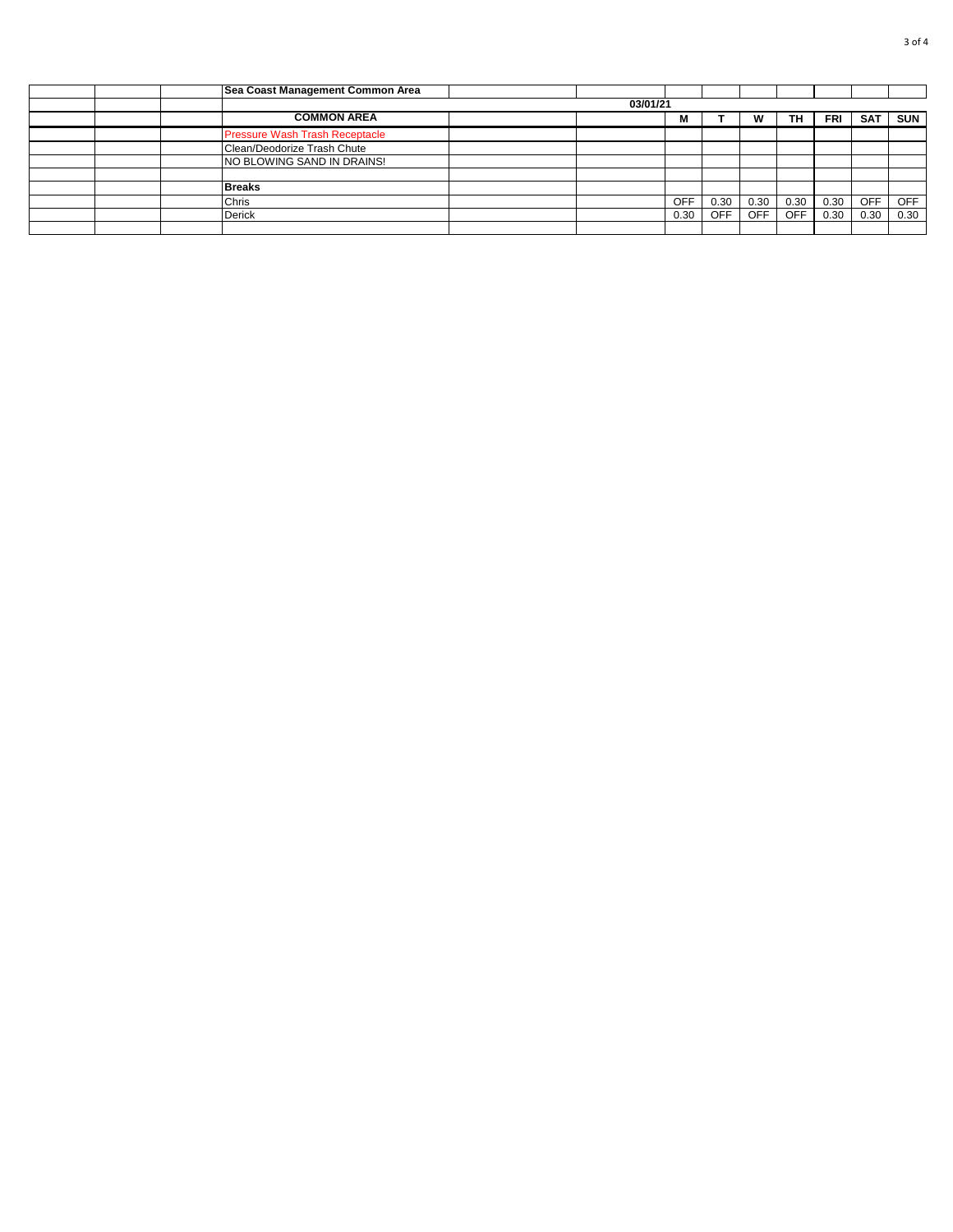| | | | Sea Coast Management Common Area | | | | | | | | | |
|---|---|---|---|---|---|---|---|---|---|---|---|---|
| | | | | | 03/01/21 | | | | | | | |
| | | | COMMON AREA | | | M | T | W | TH | FRI | SAT | SUN |
| | | | Pressure Wash Trash Receptacle | | | | | | | | | |
| | | | Clean/Deodorize Trash Chute | | | | | | | | | |
| | | | NO BLOWING SAND IN DRAINS! | | | | | | | | | |
| | | | | | | | | | | | | |
| | | | **Breaks** | | | | | | | | | |
| | | | Chris | | | OFF | 0.30 | 0.30 | 0.30 | 0.30 | OFF | OFF |
| | | | Derick | | | 0.30 | OFF | OFF | OFF | 0.30 | 0.30 | 0.30 |
| | | | | | | | | | | | | |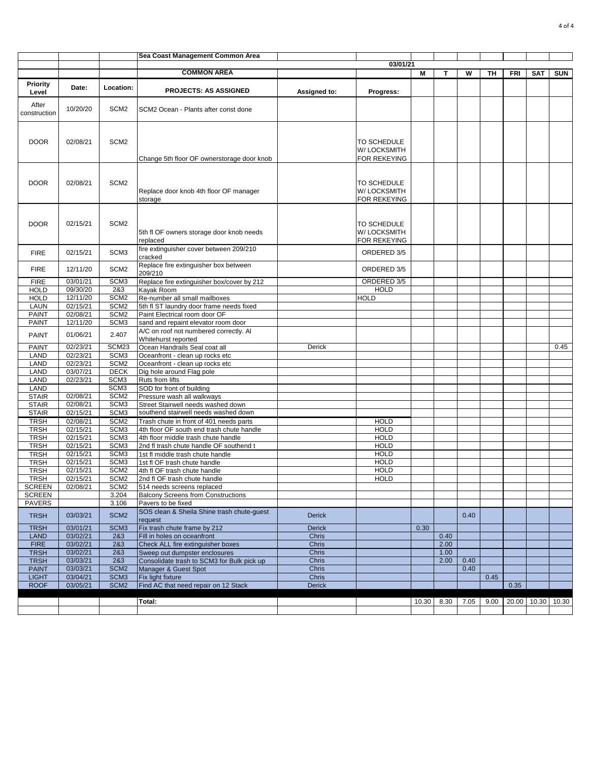| | | | | | | | | | | | | |
|---|---|---|---|---|---|---|---|---|---|---|---|---|
| | | | Sea Coast Management Common Area | | | | | | | | | |
| | | | | | 03/01/21 | | | | | | | |
| | | | COMMON AREA | | | M | T | W | TH | FRI | SAT | SUN |
| Priority Level | Date: | Location: | PROJECTS: AS ASSIGNED | Assigned to: | Progress: | | | | | | | |
| After construction | 10/20/20 | SCM2 | SCM2 Ocean - Plants after const done | | | | | | | | | |
| DOOR | 02/08/21 | SCM2 | Change 5th floor OF ownerstorage door knob | | TO SCHEDULE W/ LOCKSMITH FOR REKEYING | | | | | | | |
| DOOR | 02/08/21 | SCM2 | Replace door knob 4th floor OF manager storage | | TO SCHEDULE W/ LOCKSMITH FOR REKEYING | | | | | | | |
| DOOR | 02/15/21 | SCM2 | 5th fl OF owners storage door knob needs replaced | | TO SCHEDULE W/ LOCKSMITH FOR REKEYING | | | | | | | |
| FIRE | 02/15/21 | SCM3 | fire extinguisher cover between 209/210 cracked | | ORDERED 3/5 | | | | | | | |
| FIRE | 12/11/20 | SCM2 | Replace fire extinguisher box between 209/210 | | ORDERED 3/5 | | | | | | | |
| FIRE | 03/01/21 | SCM3 | Replace fire extinguisher box/cover by 212 | | ORDERED 3/5 | | | | | | | |
| HOLD | 09/30/20 | 2&3 | Kayak Room | | HOLD | | | | | | | |
| HOLD | 12/11/20 | SCM2 | Re-number all small mailboxes | | HOLD | | | | | | | |
| LAUN | 02/15/21 | SCM2 | 5th fl ST laundry door frame needs fixed | | | | | | | | | |
| PAINT | 02/08/21 | SCM2 | Paint Electrical room door OF | | | | | | | | | |
| PAINT | 12/11/20 | SCM3 | sand and repaint elevator room door | | | | | | | | | |
| PAINT | 01/06/21 | 2.407 | A/C on roof not numbered correctly. Al Whitehurst reported | | | | | | | | | |
| PAINT | 02/23/21 | SCM23 | Ocean Handrails Seal coat all | Derick | | | | | | | | 0.45 |
| LAND | 02/23/21 | SCM3 | Oceanfront - clean up rocks etc | | | | | | | | | |
| LAND | 02/23/21 | SCM2 | Oceanfront - clean up rocks etc | | | | | | | | | |
| LAND | 03/07/21 | DECK | Dig hole around Flag pole | | | | | | | | | |
| LAND | 02/23/21 | SCM3 | Ruts from lifts | | | | | | | | | |
| LAND | | SCM3 | SOD for front of building | | | | | | | | | |
| STAIR | 02/08/21 | SCM2 | Pressure wash all walkways | | | | | | | | | |
| STAIR | 02/08/21 | SCM3 | Street Stairwell needs washed down | | | | | | | | | |
| STAIR | 02/15/21 | SCM3 | southend stairwell needs washed down | | | | | | | | | |
| TRSH | 02/08/21 | SCM2 | Trash chute in front of 401 needs parts | | HOLD | | | | | | | |
| TRSH | 02/15/21 | SCM3 | 4th floor OF south end trash chute handle | | HOLD | | | | | | | |
| TRSH | 02/15/21 | SCM3 | 4th floor middle trash chute handle | | HOLD | | | | | | | |
| TRSH | 02/15/21 | SCM3 | 2nd fl trash chute handle OF southend t | | HOLD | | | | | | | |
| TRSH | 02/15/21 | SCM3 | 1st fl middle trash chute handle | | HOLD | | | | | | | |
| TRSH | 02/15/21 | SCM3 | 1st fl OF trash chute handle | | HOLD | | | | | | | |
| TRSH | 02/15/21 | SCM2 | 4th fl OF trash chute handle | | HOLD | | | | | | | |
| TRSH | 02/15/21 | SCM2 | 2nd fl OF trash chute handle | | HOLD | | | | | | | |
| SCREEN | 02/08/21 | SCM2 | 514 needs screens replaced | | | | | | | | | |
| SCREEN | | 3.204 | Balcony Screens from Constructions | | | | | | | | | |
| PAVERS | | 3.106 | Pavers to be fixed | | | | | | | | | |
| TRSH | 03/03/21 | SCM2 | SOS clean & Sheila Shine trash chute-guest request | Derick | | | | 0.40 | | | | |
| TRSH | 03/01/21 | SCM3 | Fix trash chute frame by 212 | Derick | | 0.30 | | | | | | |
| LAND | 03/02/21 | 2&3 | Fill in holes on oceanfront | Chris | | | 0.40 | | | | | |
| FIRE | 03/02/21 | 2&3 | Check ALL fire extinguisher boxes | Chris | | | 2.00 | | | | | |
| TRSH | 03/02/21 | 2&3 | Sweep out dumpster enclosures | Chris | | | 1.00 | | | | | |
| TRSH | 03/03/21 | 2&3 | Consolidate trash to SCM3 for Bulk pick up | Chris | | | 2.00 | 0.40 | | | | |
| PAINT | 03/03/21 | SCM2 | Manager & Guest Spot | Chris | | | | 0.40 | | | | |
| LIGHT | 03/04/21 | SCM3 | Fix light fixture | Chris | | | | | 0.45 | | | |
| ROOF | 03/05/21 | SCM2 | Find AC that need repair on 12 Stack | Derick | | | | | | 0.35 | | |
| | | | Total: | | | 10.30 | 8.30 | 7.05 | 9.00 | 20.00 | 10.30 | 10.30 |